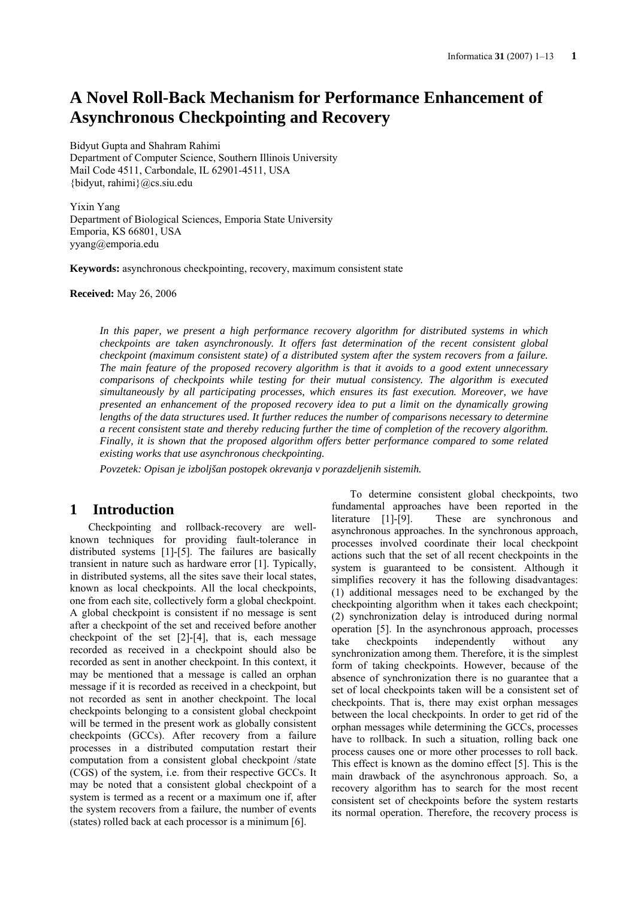# A Novel Roll-Back Mechanism for Performance Enhancement of Asynchronous Checkpointing and Recovery

Bidyut Gupta and Shahram Rahimi
Department of Computer Science, Southern Illinois University
Mail Code 4511, Carbondale, IL 62901-4511, USA
{bidyut, rahimi}@cs.siu.edu

Yixin Yang
Department of Biological Sciences, Emporia State University
Emporia, KS 66801, USA
yyang@emporia.edu

**Keywords:** asynchronous checkpointing, recovery, maximum consistent state

**Received:** May 26, 2006

*In this paper, we present a high performance recovery algorithm for distributed systems in which checkpoints are taken asynchronously. It offers fast determination of the recent consistent global checkpoint (maximum consistent state) of a distributed system after the system recovers from a failure. The main feature of the proposed recovery algorithm is that it avoids to a good extent unnecessary comparisons of checkpoints while testing for their mutual consistency. The algorithm is executed simultaneously by all participating processes, which ensures its fast execution. Moreover, we have presented an enhancement of the proposed recovery idea to put a limit on the dynamically growing lengths of the data structures used. It further reduces the number of comparisons necessary to determine a recent consistent state and thereby reducing further the time of completion of the recovery algorithm. Finally, it is shown that the proposed algorithm offers better performance compared to some related existing works that use asynchronous checkpointing.*

*Povzetek: Opisan je izboljšan postopek okrevanja v porazdeljenih sistemih.*

## 1 Introduction

Checkpointing and rollback-recovery are well-known techniques for providing fault-tolerance in distributed systems [1]-[5]. The failures are basically transient in nature such as hardware error [1]. Typically, in distributed systems, all the sites save their local states, known as local checkpoints. All the local checkpoints, one from each site, collectively form a global checkpoint. A global checkpoint is consistent if no message is sent after a checkpoint of the set and received before another checkpoint of the set [2]-[4], that is, each message recorded as received in a checkpoint should also be recorded as sent in another checkpoint. In this context, it may be mentioned that a message is called an orphan message if it is recorded as received in a checkpoint, but not recorded as sent in another checkpoint. The local checkpoints belonging to a consistent global checkpoint will be termed in the present work as globally consistent checkpoints (GCCs). After recovery from a failure processes in a distributed computation restart their computation from a consistent global checkpoint /state (CGS) of the system, i.e. from their respective GCCs. It may be noted that a consistent global checkpoint of a system is termed as a recent or a maximum one if, after the system recovers from a failure, the number of events (states) rolled back at each processor is a minimum [6].

To determine consistent global checkpoints, two fundamental approaches have been reported in the literature [1]-[9]. These are synchronous and asynchronous approaches. In the synchronous approach, processes involved coordinate their local checkpoint actions such that the set of all recent checkpoints in the system is guaranteed to be consistent. Although it simplifies recovery it has the following disadvantages: (1) additional messages need to be exchanged by the checkpointing algorithm when it takes each checkpoint; (2) synchronization delay is introduced during normal operation [5]. In the asynchronous approach, processes take checkpoints independently without any synchronization among them. Therefore, it is the simplest form of taking checkpoints. However, because of the absence of synchronization there is no guarantee that a set of local checkpoints taken will be a consistent set of checkpoints. That is, there may exist orphan messages between the local checkpoints. In order to get rid of the orphan messages while determining the GCCs, processes have to rollback. In such a situation, rolling back one process causes one or more other processes to roll back. This effect is known as the domino effect [5]. This is the main drawback of the asynchronous approach. So, a recovery algorithm has to search for the most recent consistent set of checkpoints before the system restarts its normal operation. Therefore, the recovery process is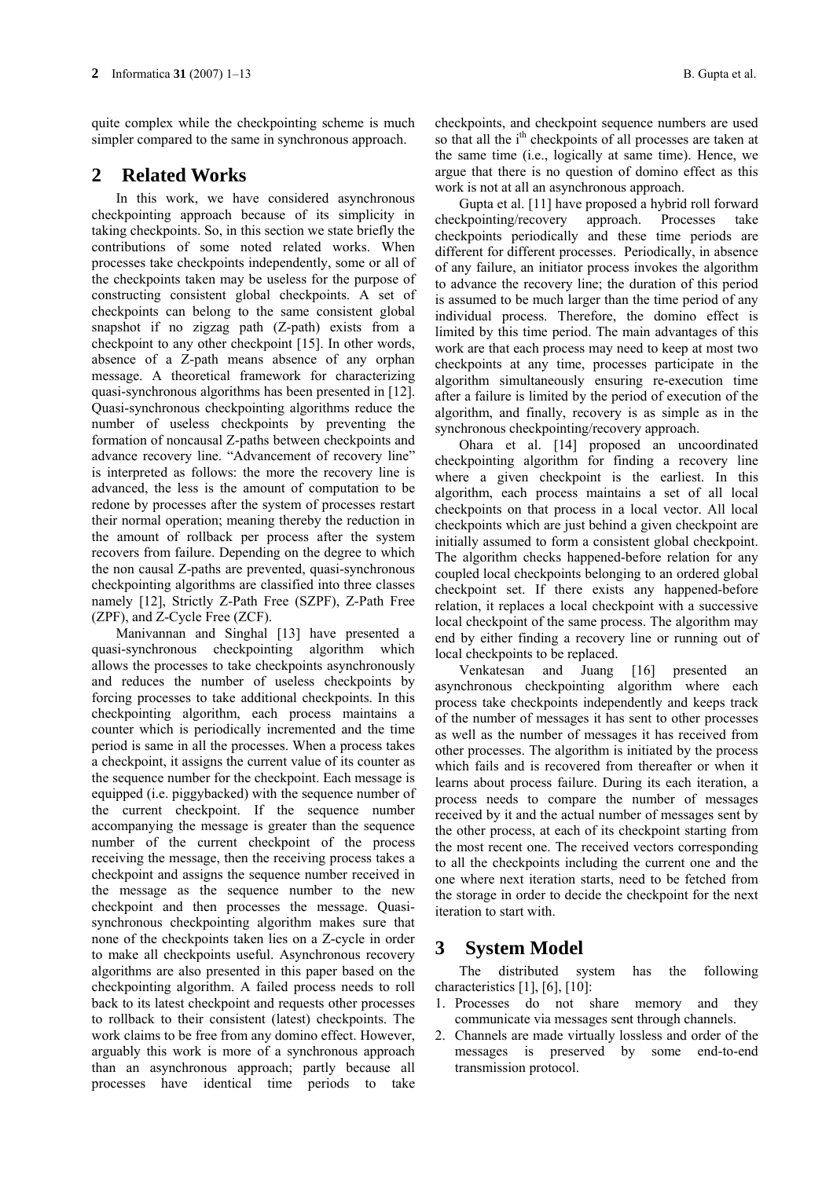quite complex while the checkpointing scheme is much simpler compared to the same in synchronous approach.

## 2 Related Works

In this work, we have considered asynchronous checkpointing approach because of its simplicity in taking checkpoints. So, in this section we state briefly the contributions of some noted related works. When processes take checkpoints independently, some or all of the checkpoints taken may be useless for the purpose of constructing consistent global checkpoints. A set of checkpoints can belong to the same consistent global snapshot if no zigzag path (Z-path) exists from a checkpoint to any other checkpoint [15]. In other words, absence of a Z-path means absence of any orphan message. A theoretical framework for characterizing quasi-synchronous algorithms has been presented in [12]. Quasi-synchronous checkpointing algorithms reduce the number of useless checkpoints by preventing the formation of noncausal Z-paths between checkpoints and advance recovery line. "Advancement of recovery line" is interpreted as follows: the more the recovery line is advanced, the less is the amount of computation to be redone by processes after the system of processes restart their normal operation; meaning thereby the reduction in the amount of rollback per process after the system recovers from failure. Depending on the degree to which the non causal Z-paths are prevented, quasi-synchronous checkpointing algorithms are classified into three classes namely [12], Strictly Z-Path Free (SZPF), Z-Path Free (ZPF), and Z-Cycle Free (ZCF).

Manivannan and Singhal [13] have presented a quasi-synchronous checkpointing algorithm which allows the processes to take checkpoints asynchronously and reduces the number of useless checkpoints by forcing processes to take additional checkpoints. In this checkpointing algorithm, each process maintains a counter which is periodically incremented and the time period is same in all the processes. When a process takes a checkpoint, it assigns the current value of its counter as the sequence number for the checkpoint. Each message is equipped (i.e. piggybacked) with the sequence number of the current checkpoint. If the sequence number accompanying the message is greater than the sequence number of the current checkpoint of the process receiving the message, then the receiving process takes a checkpoint and assigns the sequence number received in the message as the sequence number to the new checkpoint and then processes the message. Quasi-synchronous checkpointing algorithm makes sure that none of the checkpoints taken lies on a Z-cycle in order to make all checkpoints useful. Asynchronous recovery algorithms are also presented in this paper based on the checkpointing algorithm. A failed process needs to roll back to its latest checkpoint and requests other processes to rollback to their consistent (latest) checkpoints. The work claims to be free from any domino effect. However, arguably this work is more of a synchronous approach than an asynchronous approach; partly because all processes have identical time periods to take checkpoints, and checkpoint sequence numbers are used so that all the $i^{th}$ checkpoints of all processes are taken at the same time (i.e., logically at same time). Hence, we argue that there is no question of domino effect as this work is not at all an asynchronous approach.

Gupta et al. [11] have proposed a hybrid roll forward checkpointing/recovery approach. Processes take checkpoints periodically and these time periods are different for different processes. Periodically, in absence of any failure, an initiator process invokes the algorithm to advance the recovery line; the duration of this period is assumed to be much larger than the time period of any individual process. Therefore, the domino effect is limited by this time period. The main advantages of this work are that each process may need to keep at most two checkpoints at any time, processes participate in the algorithm simultaneously ensuring re-execution time after a failure is limited by the period of execution of the algorithm, and finally, recovery is as simple as in the synchronous checkpointing/recovery approach.

Ohara et al. [14] proposed an uncoordinated checkpointing algorithm for finding a recovery line where a given checkpoint is the earliest. In this algorithm, each process maintains a set of all local checkpoints on that process in a local vector. All local checkpoints which are just behind a given checkpoint are initially assumed to form a consistent global checkpoint. The algorithm checks happened-before relation for any coupled local checkpoints belonging to an ordered global checkpoint set. If there exists any happened-before relation, it replaces a local checkpoint with a successive local checkpoint of the same process. The algorithm may end by either finding a recovery line or running out of local checkpoints to be replaced.

Venkatesan and Juang [16] presented an asynchronous checkpointing algorithm where each process take checkpoints independently and keeps track of the number of messages it has sent to other processes as well as the number of messages it has received from other processes. The algorithm is initiated by the process which fails and is recovered from thereafter or when it learns about process failure. During its each iteration, a process needs to compare the number of messages received by it and the actual number of messages sent by the other process, at each of its checkpoint starting from the most recent one. The received vectors corresponding to all the checkpoints including the current one and the one where next iteration starts, need to be fetched from the storage in order to decide the checkpoint for the next iteration to start with.

## 3 System Model

The distributed system has the following characteristics [1], [6], [10]:

1. Processes do not share memory and they communicate via messages sent through channels.
2. Channels are made virtually lossless and order of the messages is preserved by some end-to-end transmission protocol.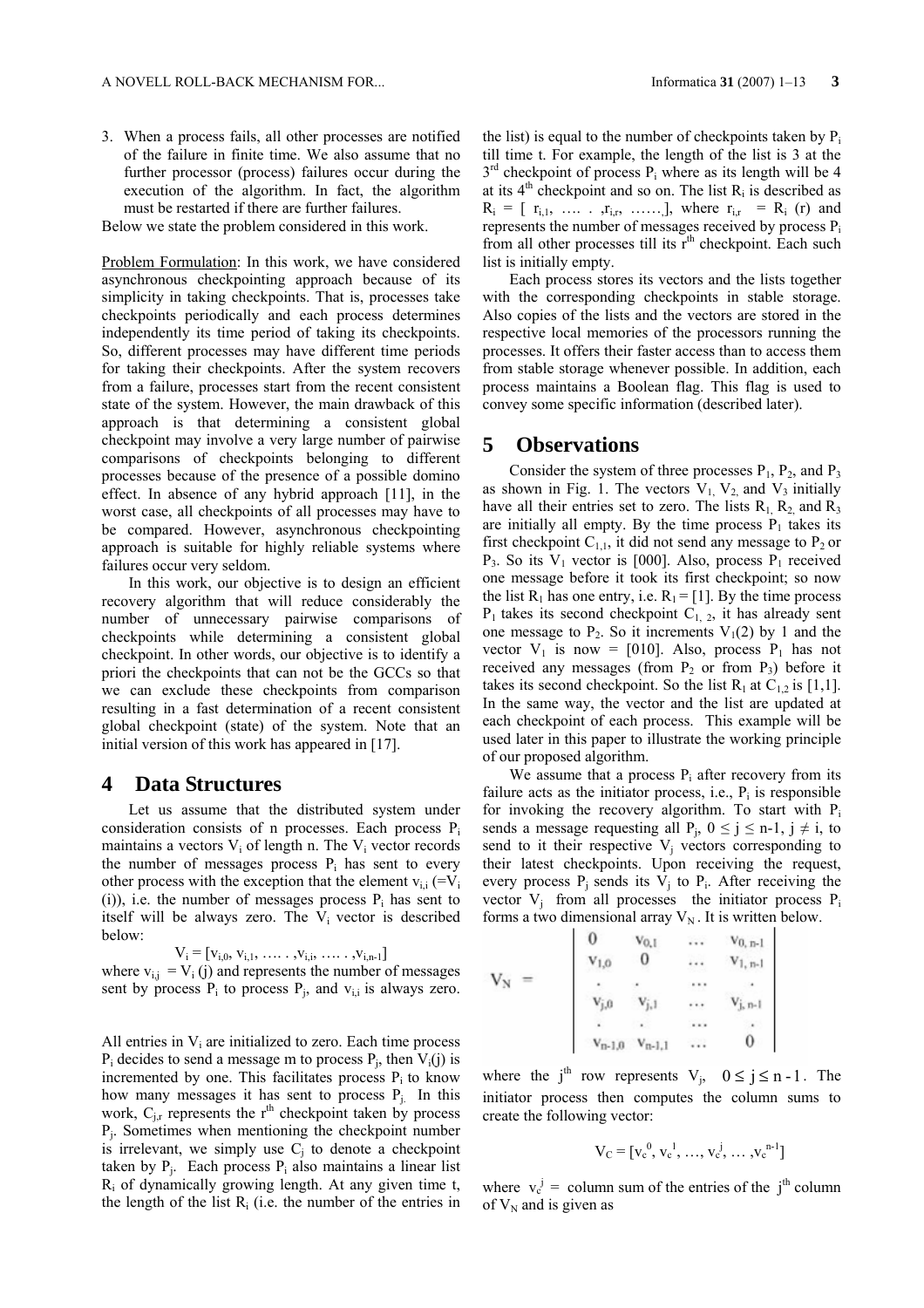3. When a process fails, all other processes are notified of the failure in finite time. We also assume that no further processor (process) failures occur during the execution of the algorithm. In fact, the algorithm must be restarted if there are further failures.

Below we state the problem considered in this work.

Problem Formulation: In this work, we have considered asynchronous checkpointing approach because of its simplicity in taking checkpoints. That is, processes take checkpoints periodically and each process determines independently its time period of taking its checkpoints. So, different processes may have different time periods for taking their checkpoints. After the system recovers from a failure, processes start from the recent consistent state of the system. However, the main drawback of this approach is that determining a consistent global checkpoint may involve a very large number of pairwise comparisons of checkpoints belonging to different processes because of the presence of a possible domino effect. In absence of any hybrid approach [11], in the worst case, all checkpoints of all processes may have to be compared. However, asynchronous checkpointing approach is suitable for highly reliable systems where failures occur very seldom.

In this work, our objective is to design an efficient recovery algorithm that will reduce considerably the number of unnecessary pairwise comparisons of checkpoints while determining a consistent global checkpoint. In other words, our objective is to identify a priori the checkpoints that can not be the GCCs so that we can exclude these checkpoints from comparison resulting in a fast determination of a recent consistent global checkpoint (state) of the system. Note that an initial version of this work has appeared in [17].

# 4 Data Structures

Let us assume that the distributed system under consideration consists of n processes. Each process $P_i$ maintains a vectors $V_i$ of length n. The $V_i$ vector records the number of messages process $P_i$ has sent to every other process with the exception that the element $v_{i,i}$ ($=V_i(i)$), i.e. the number of messages process $P_i$ has sent to itself will be always zero. The $V_i$ vector is described below:

$$V_i = [v_{i,0}, v_{i,1}, \ldots, v_{i,i}, \ldots, v_{i,n-1}]$$

where $v_{i,j} = V_i(j)$ and represents the number of messages sent by process $P_i$ to process $P_j$, and $v_{i,i}$ is always zero.

All entries in $V_i$ are initialized to zero. Each time process $P_i$ decides to send a message m to process $P_j$, then $V_i(j)$ is incremented by one. This facilitates process $P_i$ to know how many messages it has sent to process $P_j$. In this work, $C_{j,r}$ represents the $r^{th}$ checkpoint taken by process $P_j$. Sometimes when mentioning the checkpoint number is irrelevant, we simply use $C_j$ to denote a checkpoint taken by $P_j$. Each process $P_i$ also maintains a linear list $R_i$ of dynamically growing length. At any given time t, the length of the list $R_i$ (i.e. the number of the entries in the list) is equal to the number of checkpoints taken by $P_i$ till time t. For example, the length of the list is 3 at the $3^{rd}$ checkpoint of process $P_i$ where as its length will be 4 at its $4^{th}$ checkpoint and so on. The list $R_i$ is described as $R_i = [r_{i,1}, \ldots, r_{i,r}, \ldots]$, where $r_{i,r} = R_i(r)$ and represents the number of messages received by process $P_i$ from all other processes till its $r^{th}$ checkpoint. Each such list is initially empty.

Each process stores its vectors and the lists together with the corresponding checkpoints in stable storage. Also copies of the lists and the vectors are stored in the respective local memories of the processors running the processes. It offers their faster access than to access them from stable storage whenever possible. In addition, each process maintains a Boolean flag. This flag is used to convey some specific information (described later).

# 5 Observations

Consider the system of three processes $P_1$, $P_2$, and $P_3$ as shown in Fig. 1. The vectors $V_1$, $V_2$, and $V_3$ initially have all their entries set to zero. The lists $R_1$, $R_2$, and $R_3$ are initially all empty. By the time process $P_1$ takes its first checkpoint $C_{1,1}$, it did not send any message to $P_2$ or $P_3$. So its $V_1$ vector is [000]. Also, process $P_1$ received one message before it took its first checkpoint; so now the list $R_1$ has one entry, i.e. $R_1 = [1]$. By the time process $P_1$ takes its second checkpoint $C_{1,2}$, it has already sent one message to $P_2$. So it increments $V_1(2)$ by 1 and the vector $V_1$ is now = [010]. Also, process $P_1$ has not received any messages (from $P_2$ or from $P_3$) before it takes its second checkpoint. So the list $R_1$ at $C_{1,2}$ is [1,1]. In the same way, the vector and the list are updated at each checkpoint of each process. This example will be used later in this paper to illustrate the working principle of our proposed algorithm.

We assume that a process $P_i$ after recovery from its failure acts as the initiator process, i.e., $P_i$ is responsible for invoking the recovery algorithm. To start with $P_i$ sends a message requesting all $P_j$, $0 \le j \le n-1$, $j \ne i$, to send to it their respective $V_j$ vectors corresponding to their latest checkpoints. Upon receiving the request, every process $P_j$ sends its $V_j$ to $P_i$. After receiving the vector $V_j$ from all processes the initiator process $P_i$ forms a two dimensional array $V_N$. It is written below.

$$V_N = \begin{vmatrix} 0 & v_{0,1} & \cdots & v_{0,n-1} \\ v_{1,0} & 0 & \cdots & v_{1,n-1} \\ . & . & \cdots & . \\ v_{j,0} & v_{j,1} & \cdots & v_{j,n-1} \\ . & . & \cdots & . \\ v_{n-1,0} & v_{n-1,1} & \cdots & 0 \end{vmatrix}$$

where the $j^{th}$ row represents $V_j$, $0 \le j \le n-1$. The initiator process then computes the column sums to create the following vector:

$$V_C = [v_c^0, v_c^1, \ldots, v_c^j, \ldots v_c^{n-1}]$$

where $v_c^j$ = column sum of the entries of the $j^{th}$ column of $V_N$ and is given as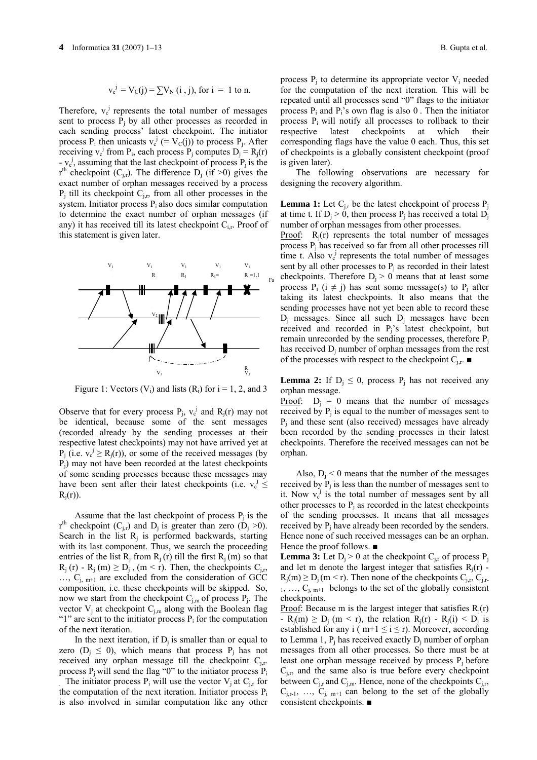$$v_c^j = V_C(j) = \sum V_N(i, j), \text{ for } i = 1 \text{ to } n.$$

Therefore, $v_c^j$ represents the total number of messages sent to process $P_j$ by all other processes as recorded in each sending process' latest checkpoint. The initiator process $P_i$ then unicasts $v_c^j$ (= $V_C(j)$) to process $P_j$. After receiving $v_c^j$ from $P_i$, each process $P_j$ computes $D_j = R_j(r) - v_c^j$, assuming that the last checkpoint of process $P_j$ is the $r^{th}$ checkpoint ($C_{j,r}$). The difference $D_j$ (if >0) gives the exact number of orphan messages received by a process $P_j$ till its checkpoint $C_{j,r}$, from all other processes in the system. Initiator process $P_i$ also does similar computation to determine the exact number of orphan messages (if any) it has received till its latest checkpoint $C_{i,r}$. Proof of this statement is given later.

Figure 1: Vectors ($V_i$) and lists ($R_i$) for i = 1, 2, and 3

Observe that for every process $P_j$, $v_c^j$ and $R_j(r)$ may not be identical, because some of the sent messages (recorded already by the sending processes at their respective latest checkpoints) may not have arrived yet at $P_j$ (i.e. $v_c^j \geq R_j(r)$), or some of the received messages (by $P_j$) may not have been recorded at the latest checkpoints of some sending processes because these messages may have been sent after their latest checkpoints (i.e. $v_c^j \leq R_j(r)$).

Assume that the last checkpoint of process $P_j$ is the $r^{th}$ checkpoint ($C_{j,r}$) and $D_j$ is greater than zero ($D_j > 0$). Search in the list $R_j$ is performed backwards, starting with its last component. Thus, we search the proceeding entries of the list $R_j$ from $R_j(r)$ till the first $R_j(m)$ so that $R_j(r) - R_j(m) \geq D_j$, ($m < r$). Then, the checkpoints $C_{j,r}$, …, $C_{j,m+1}$ are excluded from the consideration of GCC composition, i.e. these checkpoints will be skipped. So, now we start from the checkpoint $C_{j,m}$ of process $P_j$. The vector $V_j$ at checkpoint $C_{j,m}$ along with the Boolean flag "1" are sent to the initiator process $P_i$ for the computation of the next iteration.

In the next iteration, if $D_j$ is smaller than or equal to zero ($D_j \leq 0$), which means that process $P_j$ has not received any orphan message till the checkpoint $C_{j,r}$. process $P_j$ will send the flag "0" to the initiator process $P_i$. The initiator process $P_i$ will use the vector $V_j$ at $C_{j,r}$ for the computation of the next iteration. Initiator process $P_i$ is also involved in similar computation like any other process $P_j$ to determine its appropriate vector $V_i$ needed for the computation of the next iteration. This will be repeated until all processes send "0" flags to the initiator process $P_i$ and $P_i$'s own flag is also 0 . Then the initiator process $P_i$ will notify all processes to rollback to their respective latest checkpoints at which their corresponding flags have the value 0 each. Thus, this set of checkpoints is a globally consistent checkpoint (proof is given later).

The following observations are necessary for designing the recovery algorithm.

**Lemma 1:** Let $C_{j,r}$ be the latest checkpoint of process $P_j$ at time t. If $D_j > 0$, then process $P_j$ has received a total $D_j$ number of orphan messages from other processes.

Proof: $R_j(r)$ represents the total number of messages process $P_j$ has received so far from all other processes till time t. Also $v_c^j$ represents the total number of messages sent by all other processes to $P_j$ as recorded in their latest checkpoints. Therefore $D_j > 0$ means that at least some process $P_i$ ($i \neq j$) has sent some message(s) to $P_j$ after taking its latest checkpoints. It also means that the sending processes have not yet been able to record these $D_j$ messages. Since all such $D_j$ messages have been received and recorded in $P_j$'s latest checkpoint, but remain unrecorded by the sending processes, therefore $P_j$ has received $D_j$ number of orphan messages from the rest of the processes with respect to the checkpoint $C_{j,r}$. ■

**Lemma 2:** If $D_j \leq 0$, process $P_j$ has not received any orphan message.

Proof: $D_j = 0$ means that the number of messages received by $P_j$ is equal to the number of messages sent to $P_j$ and these sent (also received) messages have already been recorded by the sending processes in their latest checkpoints. Therefore the received messages can not be orphan.

Also, $D_j < 0$ means that the number of the messages received by $P_j$ is less than the number of messages sent to it. Now $v_c^j$ is the total number of messages sent by all other processes to $P_j$ as recorded in the latest checkpoints of the sending processes. It means that all messages received by $P_j$ have already been recorded by the senders. Hence none of such received messages can be an orphan. Hence the proof follows. ■

**Lemma 3:** Let $D_j > 0$ at the checkpoint $C_{j,r}$ of process $P_j$ and let m denote the largest integer that satisfies $R_j(r) - R_j(m) \geq D_j$ ($m < r$). Then none of the checkpoints $C_{j,r}$, $C_{j,r-1}$, …, $C_{j,m+1}$ belongs to the set of the globally consistent checkpoints.

Proof: Because m is the largest integer that satisfies $R_j(r) - R_j(m) \geq D_j$ ($m < r$), the relation $R_j(r) - R_j(i) < D_j$ is established for any i ( $m+1 \leq i \leq r$). Moreover, according to Lemma 1, $P_j$ has received exactly $D_j$ number of orphan messages from all other processes. So there must be at least one orphan message received by process $P_j$ before $C_{j,r}$, and the same also is true before every checkpoint between $C_{j,r}$ and $C_{j,m}$. Hence, none of the checkpoints $C_{j,r}$, $C_{j,r-1}$, …, $C_{j,m+1}$ can belong to the set of the globally consistent checkpoints. ■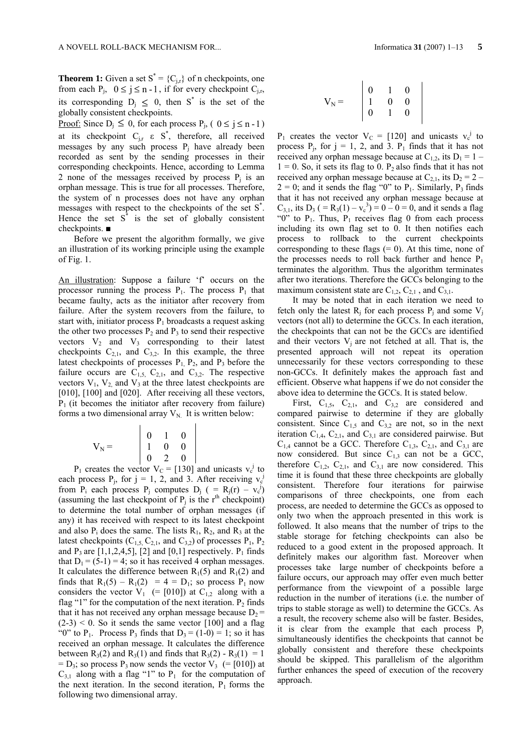**Theorem 1:** Given a set $S^* = \{C_{j,r}\}$ of n checkpoints, one from each $P_j$, $0 \leq j \leq n-1$, if for every checkpoint $C_{j,r}$, its corresponding $D_j \leq 0$, then $S^*$ is the set of the globally consistent checkpoints.

<u>Proof:</u> Since $D_j \leq 0$, for each process $P_j$, ( $0 \leq j \leq n-1$ ) at its checkpoint $C_{j,r} \in S^*$, therefore, all received messages by any such process $P_j$ have already been recorded as sent by the sending processes in their corresponding checkpoints. Hence, according to Lemma 2 none of the messages received by process $P_j$ is an orphan message. This is true for all processes. Therefore, the system of n processes does not have any orphan messages with respect to the checkpoints of the set $S^*$. Hence the set $S^*$ is the set of globally consistent checkpoints. ■

Before we present the algorithm formally, we give an illustration of its working principle using the example of Fig. 1.

<u>An illustration</u>: Suppose a failure 'f' occurs on the processor running the process $P_1$. The process $P_1$ that became faulty, acts as the initiator after recovery from failure. After the system recovers from the failure, to start with, initiator process $P_1$ broadcasts a request asking the other two processes $P_2$ and $P_3$ to send their respective vectors $V_2$ and $V_3$ corresponding to their latest checkpoints $C_{2,1}$, and $C_{3,2}$. In this example, the three latest checkpoints of processes $P_1$, $P_2$, and $P_3$ before the failure occurs are $C_{1,5}$, $C_{2,1}$, and $C_{3,2}$. The respective vectors $V_1$, $V_2$ and $V_3$ at the three latest checkpoints are [010], [100] and [020]. After receiving all these vectors, $P_1$ (it becomes the initiator after recovery from failure) forms a two dimensional array $V_N$. It is written below:

$$V_N = \begin{vmatrix} 0 & 1 & 0 \\ 1 & 0 & 0 \\ 0 & 2 & 0 \end{vmatrix}$$

$P_1$ creates the vector $V_C$ = [130] and unicasts $v_c^j$ to each process $P_j$, for j = 1, 2, and 3. After receiving $v_c^j$ from $P_i$ each process $P_j$ computes $D_j$ ( $= R_j(r) - v_c^j$) (assuming the last checkpoint of $P_j$ is the $r^{th}$ checkpoint) to determine the total number of orphan messages (if any) it has received with respect to its latest checkpoint and also $P_i$ does the same. The lists $R_1$, $R_2$, and $R_3$ at the latest checkpoints ($C_{1,5}$, $C_{2,1}$, and $C_{3,2}$) of processes $P_1$, $P_2$ and $P_3$ are [1,1,2,4,5], [2] and [0,1] respectively. $P_1$ finds that $D_1 = (5-1) = 4$; so it has received 4 orphan messages. It calculates the difference between $R_1(5)$ and $R_1(2)$ and finds that $R_1(5) - R_1(2) = 4 = D_1$; so process $P_1$ now considers the vector $V_1$ (= [010]) at $C_{1,2}$ along with a flag "1" for the computation of the next iteration. $P_2$ finds that it has not received any orphan message because $D_2 = (2-3) < 0$. So it sends the same vector [100] and a flag "0" to $P_1$. Process $P_3$ finds that $D_3 = (1-0) = 1$; so it has received an orphan message. It calculates the difference between $R_3(2)$ and $R_3(1)$ and finds that $R_3(2) - R_3(1) = 1 = D_3$; so process $P_3$ now sends the vector $V_3$ (= [010]) at $C_{3,1}$ along with a flag "1" to $P_1$ for the computation of the next iteration. In the second iteration, $P_1$ forms the following two dimensional array.

$$V_N = \begin{vmatrix} 0 & 1 & 0 \\ 1 & 0 & 0 \\ 0 & 1 & 0 \end{vmatrix}$$

$P_1$ creates the vector $V_C$ = [120] and unicasts $v_c^j$ to process $P_j$, for j = 1, 2, and 3. $P_1$ finds that it has not received any orphan message because at $C_{1,2}$, its $D_1 = 1 - 1 = 0$. So, it sets its flag to 0. $P_2$ also finds that it has not received any orphan message because at $C_{2,1}$, its $D_2 = 2 - 2 = 0$; and it sends the flag "0" to $P_1$. Similarly, $P_3$ finds that it has not received any orphan message because at $C_{3,1}$, its $D_3$ ( $= R_3(1) - v_c^3) = 0 - 0 = 0$, and it sends a flag "0" to $P_1$. Thus, $P_1$ receives flag 0 from each process including its own flag set to 0. It then notifies each process to rollback to the current checkpoints corresponding to these flags (= 0). At this time, none of the processes needs to roll back further and hence $P_1$ terminates the algorithm. Thus the algorithm terminates after two iterations. Therefore the GCCs belonging to the maximum consistent state are $C_{1,2}$, $C_{2,1}$, and $C_{3,1}$.

It may be noted that in each iteration we need to fetch only the latest $R_j$ for each process $P_j$ and some $V_j$ vectors (not all) to determine the GCCs. In each iteration, the checkpoints that can not be the GCCs are identified and their vectors $V_j$ are not fetched at all. That is, the presented approach will not repeat its operation unnecessarily for these vectors corresponding to these non-GCCs. It definitely makes the approach fast and efficient. Observe what happens if we do not consider the above idea to determine the GCCs. It is stated below.

First, $C_{1,5}$, $C_{2,1}$, and $C_{3,2}$ are considered and compared pairwise to determine if they are globally consistent. Since $C_{1,5}$ and $C_{3,2}$ are not, so in the next iteration $C_{1,4}$, $C_{2,1}$, and $C_{3,1}$ are considered pairwise. But $C_{1,4}$ cannot be a GCC. Therefore $C_{1,3}$, $C_{2,1}$, and $C_{3,1}$ are now considered. But since $C_{1,3}$ can not be a GCC, therefore $C_{1,2}$, $C_{2,1}$, and $C_{3,1}$ are now considered. This time it is found that these three checkpoints are globally consistent. Therefore four iterations for pairwise comparisons of three checkpoints, one from each process, are needed to determine the GCCs as opposed to only two when the approach presented in this work is followed. It also means that the number of trips to the stable storage for fetching checkpoints can also be reduced to a good extent in the proposed approach. It definitely makes our algorithm fast. Moreover when processes take large number of checkpoints before a failure occurs, our approach may offer even much better performance from the viewpoint of a possible large reduction in the number of iterations (i.e. the number of trips to stable storage as well) to determine the GCCs. As a result, the recovery scheme also will be faster. Besides, it is clear from the example that each process $P_j$ simultaneously identifies the checkpoints that cannot be globally consistent and therefore these checkpoints should be skipped. This parallelism of the algorithm further enhances the speed of execution of the recovery approach.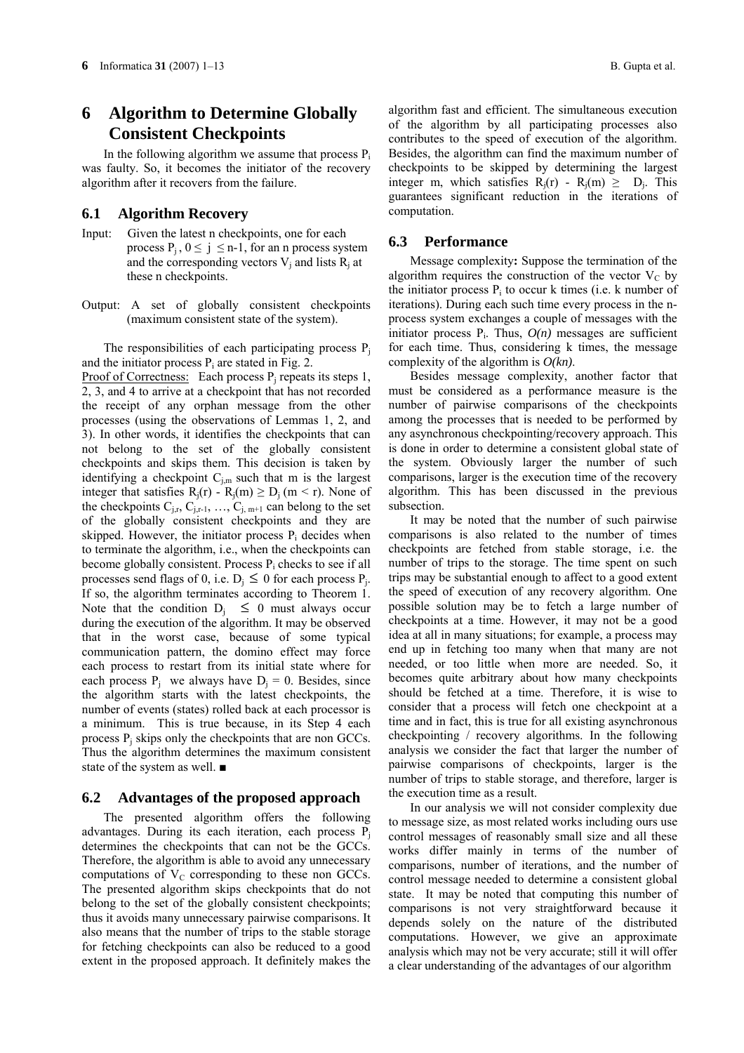# 6 Algorithm to Determine Globally Consistent Checkpoints

In the following algorithm we assume that process $P_i$ was faulty. So, it becomes the initiator of the recovery algorithm after it recovers from the failure.

## 6.1 Algorithm Recovery

Input: Given the latest n checkpoints, one for each process $P_j$, $0 \leq j \leq n-1$, for an n process system and the corresponding vectors $V_j$ and lists $R_j$ at these n checkpoints.

Output: A set of globally consistent checkpoints (maximum consistent state of the system).

The responsibilities of each participating process $P_j$ and the initiator process $P_i$ are stated in Fig. 2.

Proof of Correctness: Each process $P_j$ repeats its steps 1, 2, 3, and 4 to arrive at a checkpoint that has not recorded the receipt of any orphan message from the other processes (using the observations of Lemmas 1, 2, and 3). In other words, it identifies the checkpoints that can not belong to the set of the globally consistent checkpoints and skips them. This decision is taken by identifying a checkpoint $C_{j,m}$ such that m is the largest integer that satisfies $R_j(r) - R_j(m) \geq D_j$ $(m < r)$. None of the checkpoints $C_{j,r}, C_{j,r-1}, \ldots, C_{j,m+1}$ can belong to the set of the globally consistent checkpoints and they are skipped. However, the initiator process $P_i$ decides when to terminate the algorithm, i.e., when the checkpoints can become globally consistent. Process $P_i$ checks to see if all processes send flags of 0, i.e. $D_j \leq 0$ for each process $P_j$. If so, the algorithm terminates according to Theorem 1. Note that the condition $D_j \leq 0$ must always occur during the execution of the algorithm. It may be observed that in the worst case, because of some typical communication pattern, the domino effect may force each process to restart from its initial state where for each process $P_j$ we always have $D_j = 0$. Besides, since the algorithm starts with the latest checkpoints, the number of events (states) rolled back at each processor is a minimum. This is true because, in its Step 4 each process $P_j$ skips only the checkpoints that are non GCCs. Thus the algorithm determines the maximum consistent state of the system as well. ■

## 6.2 Advantages of the proposed approach

The presented algorithm offers the following advantages. During its each iteration, each process $P_j$ determines the checkpoints that can not be the GCCs. Therefore, the algorithm is able to avoid any unnecessary computations of $V_C$ corresponding to these non GCCs. The presented algorithm skips checkpoints that do not belong to the set of the globally consistent checkpoints; thus it avoids many unnecessary pairwise comparisons. It also means that the number of trips to the stable storage for fetching checkpoints can also be reduced to a good extent in the proposed approach. It definitely makes the algorithm fast and efficient. The simultaneous execution of the algorithm by all participating processes also contributes to the speed of execution of the algorithm. Besides, the algorithm can find the maximum number of checkpoints to be skipped by determining the largest integer m, which satisfies $R_j(r) - R_j(m) \geq D_j$. This guarantees significant reduction in the iterations of computation.

## 6.3 Performance

**Message complexity:** Suppose the termination of the algorithm requires the construction of the vector $V_C$ by the initiator process $P_i$ to occur k times (i.e. k number of iterations). During each such time every process in the n-process system exchanges a couple of messages with the initiator process $P_i$. Thus, $O(n)$ messages are sufficient for each time. Thus, considering k times, the message complexity of the algorithm is $O(kn)$.

Besides message complexity, another factor that must be considered as a performance measure is the number of pairwise comparisons of the checkpoints among the processes that is needed to be performed by any asynchronous checkpointing/recovery approach. This is done in order to determine a consistent global state of the system. Obviously larger the number of such comparisons, larger is the execution time of the recovery algorithm. This has been discussed in the previous subsection.

It may be noted that the number of such pairwise comparisons is also related to the number of times checkpoints are fetched from stable storage, i.e. the number of trips to the storage. The time spent on such trips may be substantial enough to affect to a good extent the speed of execution of any recovery algorithm. One possible solution may be to fetch a large number of checkpoints at a time. However, it may not be a good idea at all in many situations; for example, a process may end up in fetching too many when that many are not needed, or too little when more are needed. So, it becomes quite arbitrary about how many checkpoints should be fetched at a time. Therefore, it is wise to consider that a process will fetch one checkpoint at a time and in fact, this is true for all existing asynchronous checkpointing / recovery algorithms. In the following analysis we consider the fact that larger the number of pairwise comparisons of checkpoints, larger is the number of trips to stable storage, and therefore, larger is the execution time as a result.

In our analysis we will not consider complexity due to message size, as most related works including ours use control messages of reasonably small size and all these works differ mainly in terms of the number of comparisons, number of iterations, and the number of control message needed to determine a consistent global state. It may be noted that computing this number of comparisons is not very straightforward because it depends solely on the nature of the distributed computations. However, we give an approximate analysis which may not be very accurate; still it will offer a clear understanding of the advantages of our algorithm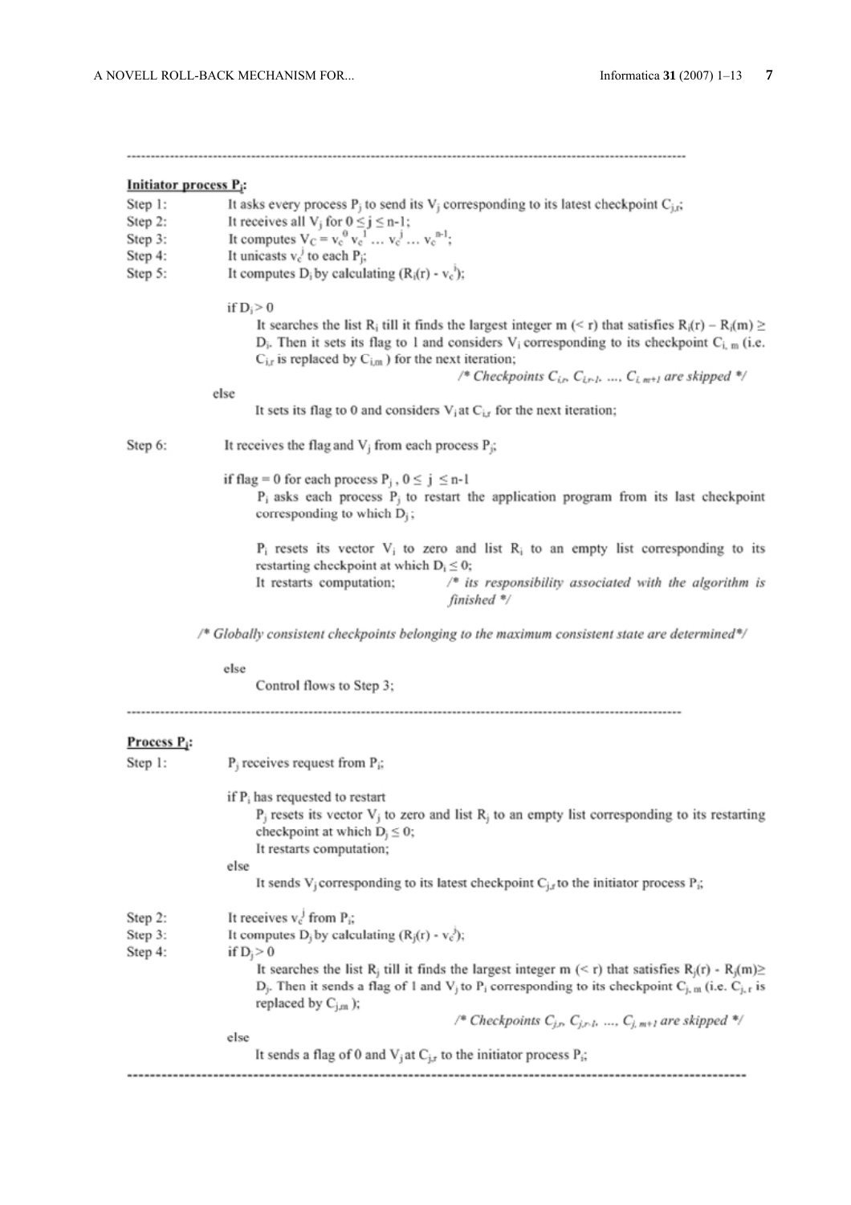---

**Initiator process $P_i$:**

Step 1: It asks every process $P_j$ to send its $V_j$ corresponding to its latest checkpoint $C_{j,r}$;

Step 2: It receives all $V_j$ for $0 \le j \le n-1$;

Step 3: It computes $V_C = v_c^0 \, v_c^1 \ldots v_c^j \ldots v_c^{n-1}$;

Step 4: It unicasts $v_c^j$ to each $P_j$;

Step 5: It computes $D_i$ by calculating $(R_i(r) - v_c^i)$;

if $D_i > 0$

It searches the list $R_i$ till it finds the largest integer m (< r) that satisfies $R_i(r) - R_i(m) \ge D_i$. Then it sets its flag to 1 and considers $V_i$ corresponding to its checkpoint $C_{i,m}$ (i.e. $C_{i,r}$ is replaced by $C_{i,m}$ ) for the next iteration;

/* *Checkpoints $C_{i,r}$, $C_{i,r-1}$, …, $C_{i,m+1}$ are skipped* */

else

It sets its flag to 0 and considers $V_i$ at $C_{i,r}$ for the next iteration;

Step 6: It receives the flag and $V_j$ from each process $P_j$;

if flag = 0 for each process $P_j$ , $0 \le j \le n-1$

$P_i$ asks each process $P_j$ to restart the application program from its last checkpoint corresponding to which $D_j$ ;

$P_i$ resets its vector $V_i$ to zero and list $R_i$ to an empty list corresponding to its restarting checkpoint at which $D_i \le 0$;

It restarts computation; /* *its responsibility associated with the algorithm is finished* */

/* *Globally consistent checkpoints belonging to the maximum consistent state are determined* */

else

Control flows to Step 3;

---

**Process $P_j$:**

Step 1: $P_j$ receives request from $P_i$;

if $P_i$ has requested to restart

$P_j$ resets its vector $V_j$ to zero and list $R_j$ to an empty list corresponding to its restarting checkpoint at which $D_j \le 0$;

It restarts computation;

else

It sends $V_j$ corresponding to its latest checkpoint $C_{j,r}$ to the initiator process $P_i$;

Step 2: It receives $v_c^j$ from $P_i$;

Step 3: It computes $D_j$ by calculating $(R_j(r) - v_c^j)$;

Step 4: if $D_j > 0$

It searches the list $R_j$ till it finds the largest integer m (< r) that satisfies $R_j(r) - R_j(m) \ge D_j$. Then it sends a flag of 1 and $V_j$ to $P_i$ corresponding to its checkpoint $C_{j,m}$ (i.e. $C_{j,r}$ is replaced by $C_{j,m}$ );

/* *Checkpoints $C_{j,r}$, $C_{j,r-1}$, …, $C_{j,m+1}$ are skipped* */

else

It sends a flag of 0 and $V_j$ at $C_{j,r}$ to the initiator process $P_i$;

---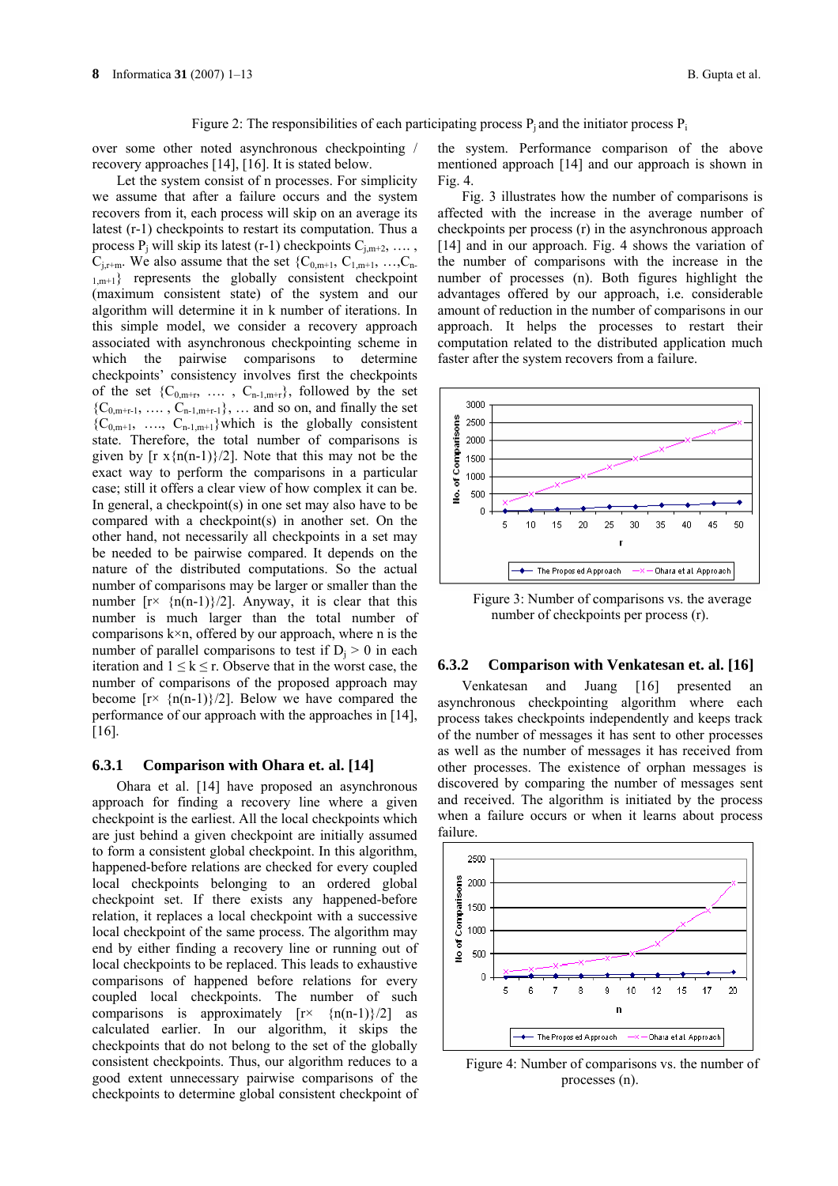Figure 2: The responsibilities of each participating process $P_j$ and the initiator process $P_i$

over some other noted asynchronous checkpointing / recovery approaches [14], [16]. It is stated below.

Let the system consist of n processes. For simplicity we assume that after a failure occurs and the system recovers from it, each process will skip on an average its latest (r-1) checkpoints to restart its computation. Thus a process $P_j$ will skip its latest (r-1) checkpoints $C_{j,m+2}, \ldots, C_{j,r+m}$. We also assume that the set $\{C_{0,m+1}, C_{1,m+1}, \ldots, C_{n-1,m+1}\}$ represents the globally consistent checkpoint (maximum consistent state) of the system and our algorithm will determine it in k number of iterations. In this simple model, we consider a recovery approach associated with asynchronous checkpointing scheme in which the pairwise comparisons to determine checkpoints' consistency involves first the checkpoints of the set $\{C_{0,m+r}, \ldots, C_{n-1,m+r}\}$, followed by the set $\{C_{0,m+r-1}, \ldots, C_{n-1,m+r-1}\}$, … and so on, and finally the set $\{C_{0,m+1}, \ldots, C_{n-1,m+1}\}$which is the globally consistent state. Therefore, the total number of comparisons is given by $[r \times \{n(n-1)\}/2]$. Note that this may not be the exact way to perform the comparisons in a particular case; still it offers a clear view of how complex it can be. In general, a checkpoint(s) in one set may also have to be compared with a checkpoint(s) in another set. On the other hand, not necessarily all checkpoints in a set may be needed to be pairwise compared. It depends on the nature of the distributed computations. So the actual number of comparisons may be larger or smaller than the number $[r\times \{n(n-1)\}/2]$. Anyway, it is clear that this number is much larger than the total number of comparisons $k\times n$, offered by our approach, where n is the number of parallel comparisons to test if $D_j > 0$ in each iteration and $1 \le k \le r$. Observe that in the worst case, the number of comparisons of the proposed approach may become $[r\times \{n(n-1)\}/2]$. Below we have compared the performance of our approach with the approaches in [14], [16].

### 6.3.1 Comparison with Ohara et. al. [14]

Ohara et al. [14] have proposed an asynchronous approach for finding a recovery line where a given checkpoint is the earliest. All the local checkpoints which are just behind a given checkpoint are initially assumed to form a consistent global checkpoint. In this algorithm, happened-before relations are checked for every coupled local checkpoints belonging to an ordered global checkpoint set. If there exists any happened-before relation, it replaces a local checkpoint with a successive local checkpoint of the same process. The algorithm may end by either finding a recovery line or running out of local checkpoints to be replaced. This leads to exhaustive comparisons of happened before relations for every coupled local checkpoints. The number of such comparisons is approximately $[r\times \{n(n-1)\}/2]$ as calculated earlier. In our algorithm, it skips the checkpoints that do not belong to the set of the globally consistent checkpoints. Thus, our algorithm reduces to a good extent unnecessary pairwise comparisons of the checkpoints to determine global consistent checkpoint of the system. Performance comparison of the above mentioned approach [14] and our approach is shown in Fig. 4.

Fig. 3 illustrates how the number of comparisons is affected with the increase in the average number of checkpoints per process (r) in the asynchronous approach [14] and in our approach. Fig. 4 shows the variation of the number of comparisons with the increase in the number of processes (n). Both figures highlight the advantages offered by our approach, i.e. considerable amount of reduction in the number of comparisons in our approach. It helps the processes to restart their computation related to the distributed application much faster after the system recovers from a failure.

Figure 3: Number of comparisons vs. the average number of checkpoints per process (r).

### 6.3.2 Comparison with Venkatesan et. al. [16]

Venkatesan and Juang [16] presented an asynchronous checkpointing algorithm where each process takes checkpoints independently and keeps track of the number of messages it has sent to other processes as well as the number of messages it has received from other processes. The existence of orphan messages is discovered by comparing the number of messages sent and received. The algorithm is initiated by the process when a failure occurs or when it learns about process failure.

Figure 4: Number of comparisons vs. the number of processes (n).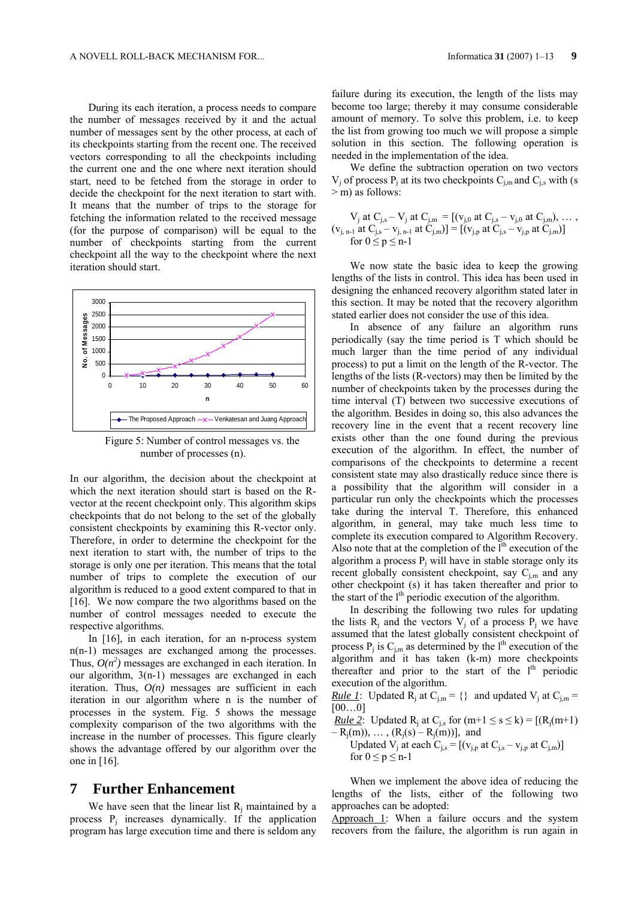During its each iteration, a process needs to compare the number of messages received by it and the actual number of messages sent by the other process, at each of its checkpoints starting from the recent one. The received vectors corresponding to all the checkpoints including the current one and the one where next iteration should start, need to be fetched from the storage in order to decide the checkpoint for the next iteration to start with. It means that the number of trips to the storage for fetching the information related to the received message (for the purpose of comparison) will be equal to the number of checkpoints starting from the current checkpoint all the way to the checkpoint where the next iteration should start.

Figure 5: Number of control messages vs. the number of processes (n).

In our algorithm, the decision about the checkpoint at which the next iteration should start is based on the R-vector at the recent checkpoint only. This algorithm skips checkpoints that do not belong to the set of the globally consistent checkpoints by examining this R-vector only. Therefore, in order to determine the checkpoint for the next iteration to start with, the number of trips to the storage is only one per iteration. This means that the total number of trips to complete the execution of our algorithm is reduced to a good extent compared to that in [16]. We now compare the two algorithms based on the number of control messages needed to execute the respective algorithms.

In [16], in each iteration, for an n-process system n(n-1) messages are exchanged among the processes. Thus, $O(n^2)$ messages are exchanged in each iteration. In our algorithm, 3(n-1) messages are exchanged in each iteration. Thus, $O(n)$ messages are sufficient in each iteration in our algorithm where n is the number of processes in the system. Fig. 5 shows the message complexity comparison of the two algorithms with the increase in the number of processes. This figure clearly shows the advantage offered by our algorithm over the one in [16].

## 7 Further Enhancement

We have seen that the linear list $R_j$ maintained by a process $P_j$ increases dynamically. If the application program has large execution time and there is seldom any failure during its execution, the length of the lists may become too large; thereby it may consume considerable amount of memory. To solve this problem, i.e. to keep the list from growing too much we will propose a simple solution in this section. The following operation is needed in the implementation of the idea.

We define the subtraction operation on two vectors $V_j$ of process $P_j$ at its two checkpoints $C_{j,m}$ and $C_{j,s}$ with (s > m) as follows:

$$V_j \text{ at } C_{j,s} - V_j \text{ at } C_{j,m} = [(v_{j,0} \text{ at } C_{j,s} - v_{j,0} \text{ at } C_{j,m}), \ldots, (v_{j,n-1} \text{ at } C_{j,s} - v_{j,n-1} \text{ at } C_{j,m})] = [(v_{j,p} \text{ at } C_{j,s} - v_{j,p} \text{ at } C_{j,m})]$$
for $0 \le p \le n-1$

We now state the basic idea to keep the growing lengths of the lists in control. This idea has been used in designing the enhanced recovery algorithm stated later in this section. It may be noted that the recovery algorithm stated earlier does not consider the use of this idea.

In absence of any failure an algorithm runs periodically (say the time period is T which should be much larger than the time period of any individual process) to put a limit on the length of the R-vector. The lengths of the lists (R-vectors) may then be limited by the number of checkpoints taken by the processes during the time interval (T) between two successive executions of the algorithm. Besides in doing so, this also advances the recovery line in the event that a recent recovery line exists other than the one found during the previous execution of the algorithm. In effect, the number of comparisons of the checkpoints to determine a recent consistent state may also drastically reduce since there is a possibility that the algorithm will consider in a particular run only the checkpoints which the processes take during the interval T. Therefore, this enhanced algorithm, in general, may take much less time to complete its execution compared to Algorithm Recovery. Also note that at the completion of the $l^{th}$ execution of the algorithm a process $P_j$ will have in stable storage only its recent globally consistent checkpoint, say $C_{j,m}$ and any other checkpoint (s) it has taken thereafter and prior to the start of the $l^{th}$ periodic execution of the algorithm.

In describing the following two rules for updating the lists $R_j$ and the vectors $V_j$ of a process $P_j$ we have assumed that the latest globally consistent checkpoint of process $P_j$ is $C_{j,m}$ as determined by the $l^{th}$ execution of the algorithm and it has taken (k-m) more checkpoints thereafter and prior to the start of the $l^{th}$ periodic execution of the algorithm.

<u>*Rule 1*</u>: Updated $R_j$ at $C_{j,m}$ = {} and updated $V_j$ at $C_{j,m}$ = [00…0]

<u>*Rule 2*</u>: Updated $R_j$ at $C_{j,s}$ for $(m+1 \le s \le k) = [(R_j(m+1) - R_j(m)), \ldots, (R_j(s) - R_j(m))]$, and
Updated $V_j$ at each $C_{j,s} = [(v_{j,p} \text{ at } C_{j,s} - v_{j,p} \text{ at } C_{j,m})]$
for $0 \le p \le n-1$

When we implement the above idea of reducing the lengths of the lists, either of the following two approaches can be adopted:

<u>Approach 1</u>: When a failure occurs and the system recovers from the failure, the algorithm is run again in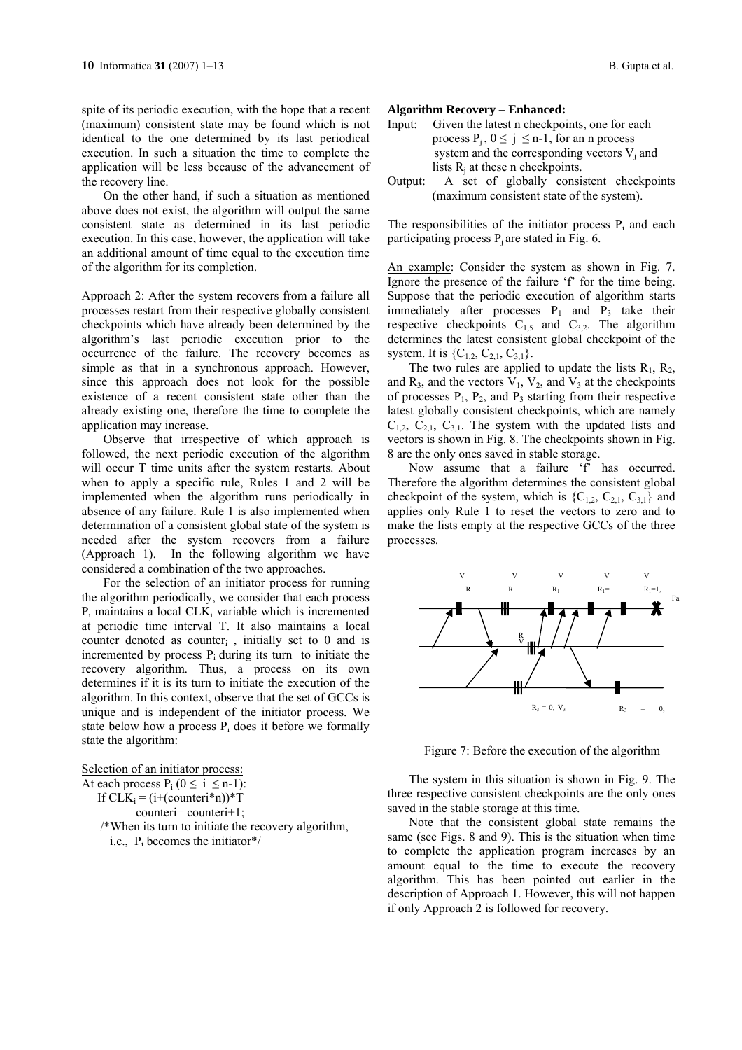spite of its periodic execution, with the hope that a recent (maximum) consistent state may be found which is not identical to the one determined by its last periodical execution. In such a situation the time to complete the application will be less because of the advancement of the recovery line.

On the other hand, if such a situation as mentioned above does not exist, the algorithm will output the same consistent state as determined in its last periodic execution. In this case, however, the application will take an additional amount of time equal to the execution time of the algorithm for its completion.

Approach 2: After the system recovers from a failure all processes restart from their respective globally consistent checkpoints which have already been determined by the algorithm's last periodic execution prior to the occurrence of the failure. The recovery becomes as simple as that in a synchronous approach. However, since this approach does not look for the possible existence of a recent consistent state other than the already existing one, therefore the time to complete the application may increase.

Observe that irrespective of which approach is followed, the next periodic execution of the algorithm will occur T time units after the system restarts. About when to apply a specific rule, Rules 1 and 2 will be implemented when the algorithm runs periodically in absence of any failure. Rule 1 is also implemented when determination of a consistent global state of the system is needed after the system recovers from a failure (Approach 1). In the following algorithm we have considered a combination of the two approaches.

For the selection of an initiator process for running the algorithm periodically, we consider that each process $P_i$ maintains a local $CLK_i$ variable which is incremented at periodic time interval T. It also maintains a local counter denoted as $counter_i$, initially set to 0 and is incremented by process $P_i$ during its turn to initiate the recovery algorithm. Thus, a process on its own determines if it is its turn to initiate the execution of the algorithm. In this context, observe that the set of GCCs is unique and is independent of the initiator process. We state below how a process $P_i$ does it before we formally state the algorithm:

Selection of an initiator process:

At each process $P_i$ ($0 \leq i \leq n-1$):

If $CLK_i = (i+(counteri*n))*T$

counteri= counteri+1;

/*When its turn to initiate the recovery algorithm, i.e., $P_i$ becomes the initiator*/

**Algorithm Recovery – Enhanced:**

Input: Given the latest n checkpoints, one for each process $P_j$, $0 \leq j \leq n-1$, for an n process system and the corresponding vectors $V_j$ and lists $R_j$ at these n checkpoints.

Output: A set of globally consistent checkpoints (maximum consistent state of the system).

The responsibilities of the initiator process $P_i$ and each participating process $P_j$ are stated in Fig. 6.

An example: Consider the system as shown in Fig. 7. Ignore the presence of the failure 'f' for the time being. Suppose that the periodic execution of algorithm starts immediately after processes $P_1$ and $P_3$ take their respective checkpoints $C_{1,5}$ and $C_{3,2}$. The algorithm determines the latest consistent global checkpoint of the system. It is $\{C_{1,2}, C_{2,1}, C_{3,1}\}$.

The two rules are applied to update the lists $R_1$, $R_2$, and $R_3$, and the vectors $V_1$, $V_2$, and $V_3$ at the checkpoints of processes $P_1$, $P_2$, and $P_3$ starting from their respective latest globally consistent checkpoints, which are namely $C_{1,2}$, $C_{2,1}$, $C_{3,1}$. The system with the updated lists and vectors is shown in Fig. 8. The checkpoints shown in Fig. 8 are the only ones saved in stable storage.

Now assume that a failure 'f' has occurred. Therefore the algorithm determines the consistent global checkpoint of the system, which is $\{C_{1,2}, C_{2,1}, C_{3,1}\}$ and applies only Rule 1 to reset the vectors to zero and to make the lists empty at the respective GCCs of the three processes.

Figure 7: Before the execution of the algorithm

The system in this situation is shown in Fig. 9. The three respective consistent checkpoints are the only ones saved in the stable storage at this time.

Note that the consistent global state remains the same (see Figs. 8 and 9). This is the situation when time to complete the application program increases by an amount equal to the time to execute the recovery algorithm. This has been pointed out earlier in the description of Approach 1. However, this will not happen if only Approach 2 is followed for recovery.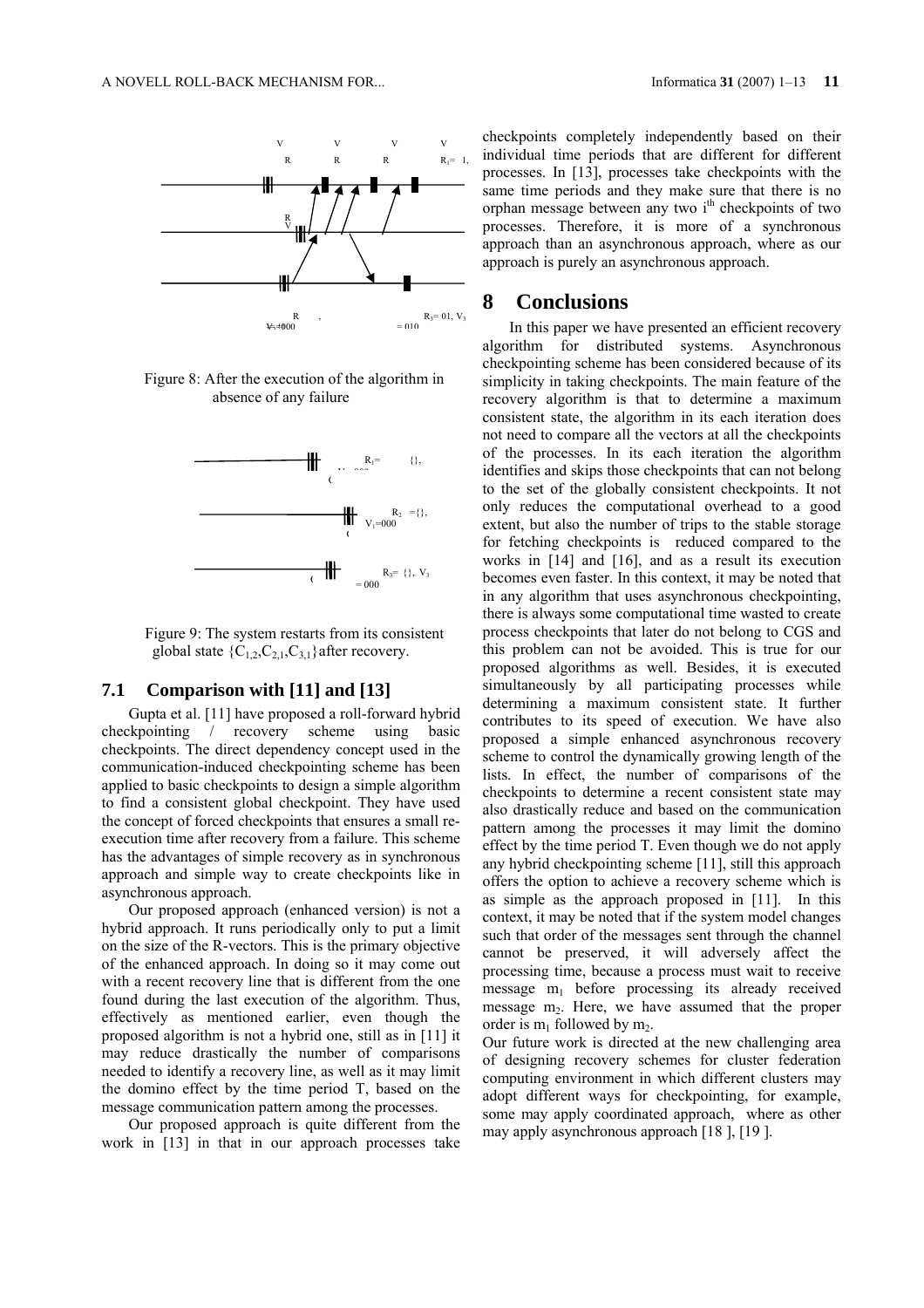Figure 8: After the execution of the algorithm in absence of any failure

Figure 9: The system restarts from its consistent global state $\{C_{1,2},C_{2,1},C_{3,1}\}$ after recovery.

### 7.1 Comparison with [11] and [13]

Gupta et al. [11] have proposed a roll-forward hybrid checkpointing / recovery scheme using basic checkpoints. The direct dependency concept used in the communication-induced checkpointing scheme has been applied to basic checkpoints to design a simple algorithm to find a consistent global checkpoint. They have used the concept of forced checkpoints that ensures a small re-execution time after recovery from a failure. This scheme has the advantages of simple recovery as in synchronous approach and simple way to create checkpoints like in asynchronous approach.

Our proposed approach (enhanced version) is not a hybrid approach. It runs periodically only to put a limit on the size of the R-vectors. This is the primary objective of the enhanced approach. In doing so it may come out with a recent recovery line that is different from the one found during the last execution of the algorithm. Thus, effectively as mentioned earlier, even though the proposed algorithm is not a hybrid one, still as in [11] it may reduce drastically the number of comparisons needed to identify a recovery line, as well as it may limit the domino effect by the time period T, based on the message communication pattern among the processes.

Our proposed approach is quite different from the work in [13] in that in our approach processes take checkpoints completely independently based on their individual time periods that are different for different processes. In [13], processes take checkpoints with the same time periods and they make sure that there is no orphan message between any two $i^{th}$ checkpoints of two processes. Therefore, it is more of a synchronous approach than an asynchronous approach, where as our approach is purely an asynchronous approach.

## 8 Conclusions

In this paper we have presented an efficient recovery algorithm for distributed systems. Asynchronous checkpointing scheme has been considered because of its simplicity in taking checkpoints. The main feature of the recovery algorithm is that to determine a maximum consistent state, the algorithm in its each iteration does not need to compare all the vectors at all the checkpoints of the processes. In its each iteration the algorithm identifies and skips those checkpoints that can not belong to the set of the globally consistent checkpoints. It not only reduces the computational overhead to a good extent, but also the number of trips to the stable storage for fetching checkpoints is reduced compared to the works in [14] and [16], and as a result its execution becomes even faster. In this context, it may be noted that in any algorithm that uses asynchronous checkpointing, there is always some computational time wasted to create process checkpoints that later do not belong to CGS and this problem can not be avoided. This is true for our proposed algorithms as well. Besides, it is executed simultaneously by all participating processes while determining a maximum consistent state. It further contributes to its speed of execution. We have also proposed a simple enhanced asynchronous recovery scheme to control the dynamically growing length of the lists. In effect, the number of comparisons of the checkpoints to determine a recent consistent state may also drastically reduce and based on the communication pattern among the processes it may limit the domino effect by the time period T. Even though we do not apply any hybrid checkpointing scheme [11], still this approach offers the option to achieve a recovery scheme which is as simple as the approach proposed in [11]. In this context, it may be noted that if the system model changes such that order of the messages sent through the channel cannot be preserved, it will adversely affect the processing time, because a process must wait to receive message $m_1$ before processing its already received message $m_2$. Here, we have assumed that the proper order is $m_1$ followed by $m_2$.

Our future work is directed at the new challenging area of designing recovery schemes for cluster federation computing environment in which different clusters may adopt different ways for checkpointing, for example, some may apply coordinated approach, where as other may apply asynchronous approach [18 ], [19 ].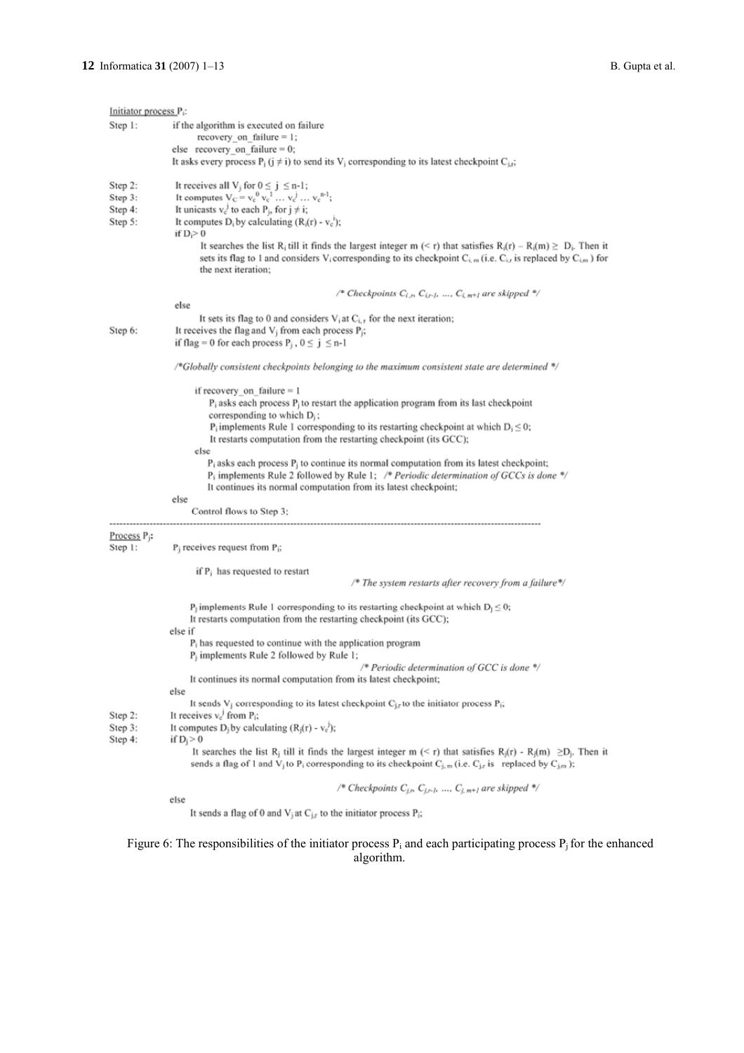Initiator process $P_i$:

Step 1: if the algorithm is executed on failure
 recovery_on_failure = 1;
 else recovery_on_failure = 0;
 It asks every process $P_j$ ($j \neq i$) to send its $V_j$ corresponding to its latest checkpoint $C_{j,r}$;

Step 2: It receives all $V_j$ for $0 \leq j \leq n$-1;

Step 3: It computes $V_C = v_c^0 \; v_c^1 \ldots v_c^j \ldots v_c^{n-1}$;

Step 4: It unicasts $v_c^j$ to each $P_j$, for $j \neq i$;

Step 5: It computes $D_i$ by calculating $(R_i(r) - v_c^i)$;
 if $D_i > 0$
 It searches the list $R_i$ till it finds the largest integer m (< r) that satisfies $R_i(r) - R_i(m) \geq D_i$. Then it sets its flag to 1 and considers $V_i$ corresponding to its checkpoint $C_{i,m}$ (i.e. $C_{i,r}$ is replaced by $C_{i,m}$) for the next iteration;

 /\* *Checkpoints $C_{i,r}, C_{i,r-1}, \ldots, C_{i,m+1}$ are skipped* \*/

 else
 It sets its flag to 0 and considers $V_i$ at $C_{i,r}$ for the next iteration;

Step 6: It receives the flag and $V_j$ from each process $P_j$;
 if flag = 0 for each process $P_j$, $0 \leq j \leq n$-1

 /\**Globally consistent checkpoints belonging to the maximum consistent state are determined* \*/

 if recovery_on_failure = 1
 $P_i$ asks each process $P_j$ to restart the application program from its last checkpoint corresponding to which $D_j$;
 $P_i$ implements Rule 1 corresponding to its restarting checkpoint at which $D_i \leq 0$;
 It restarts computation from the restarting checkpoint (its GCC);
 else
 $P_i$ asks each process $P_j$ to continue its normal computation from its latest checkpoint;
 $P_i$ implements Rule 2 followed by Rule 1; /\* *Periodic determination of GCCs is done* \*/
 It continues its normal computation from its latest checkpoint;
 else
 Control flows to Step 3;

---

Process $P_j$:

Step 1: $P_j$ receives request from $P_i$;

 if $P_i$ has requested to restart
 /\* *The system restarts after recovery from a failure*\*/

 $P_j$ implements Rule 1 corresponding to its restarting checkpoint at which $D_j \leq 0$;
 It restarts computation from the restarting checkpoint (its GCC);
 else if
 $P_i$ has requested to continue with the application program
 $P_j$ implements Rule 2 followed by Rule 1;
 /\* *Periodic determination of GCC is done* \*/
 It continues its normal computation from its latest checkpoint;
 else
 It sends $V_j$ corresponding to its latest checkpoint $C_{j,r}$ to the initiator process $P_i$;

Step 2: It receives $v_c^j$ from $P_i$;

Step 3: It computes $D_j$ by calculating $(R_j(r) - v_c^j)$;

Step 4: if $D_j > 0$
 It searches the list $R_j$ till it finds the largest integer m (< r) that satisfies $R_j(r) - R_j(m) \geq D_j$. Then it sends a flag of 1 and $V_j$ to $P_i$ corresponding to its checkpoint $C_{j,m}$ (i.e. $C_{j,r}$ is replaced by $C_{j,m}$);

 /\* *Checkpoints $C_{j,r}, C_{j,r-1}, \ldots, C_{j,m+1}$ are skipped* \*/

 else
 It sends a flag of 0 and $V_j$ at $C_{j,r}$ to the initiator process $P_i$;

Figure 6: The responsibilities of the initiator process $P_i$ and each participating process $P_j$ for the enhanced algorithm.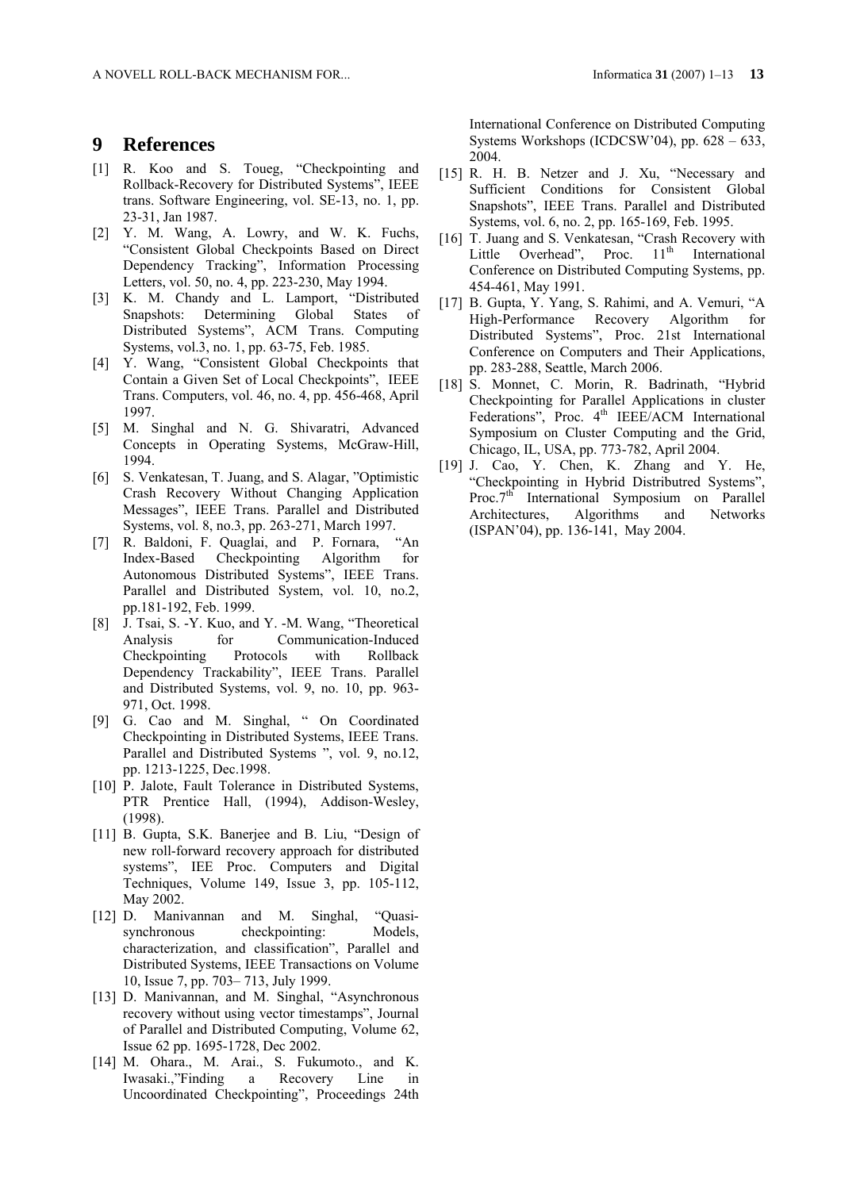# 9 References

[1] R. Koo and S. Toueg, "Checkpointing and Rollback-Recovery for Distributed Systems", IEEE trans. Software Engineering, vol. SE-13, no. 1, pp. 23-31, Jan 1987.

[2] Y. M. Wang, A. Lowry, and W. K. Fuchs, "Consistent Global Checkpoints Based on Direct Dependency Tracking", Information Processing Letters, vol. 50, no. 4, pp. 223-230, May 1994.

[3] K. M. Chandy and L. Lamport, "Distributed Snapshots: Determining Global States of Distributed Systems", ACM Trans. Computing Systems, vol.3, no. 1, pp. 63-75, Feb. 1985.

[4] Y. Wang, "Consistent Global Checkpoints that Contain a Given Set of Local Checkpoints", IEEE Trans. Computers, vol. 46, no. 4, pp. 456-468, April 1997.

[5] M. Singhal and N. G. Shivaratri, Advanced Concepts in Operating Systems, McGraw-Hill, 1994.

[6] S. Venkatesan, T. Juang, and S. Alagar, "Optimistic Crash Recovery Without Changing Application Messages", IEEE Trans. Parallel and Distributed Systems, vol. 8, no.3, pp. 263-271, March 1997.

[7] R. Baldoni, F. Quaglai, and P. Fornara, "An Index-Based Checkpointing Algorithm for Autonomous Distributed Systems", IEEE Trans. Parallel and Distributed System, vol. 10, no.2, pp.181-192, Feb. 1999.

[8] J. Tsai, S. -Y. Kuo, and Y. -M. Wang, "Theoretical Analysis for Communication-Induced Checkpointing Protocols with Rollback Dependency Trackability", IEEE Trans. Parallel and Distributed Systems, vol. 9, no. 10, pp. 963-971, Oct. 1998.

[9] G. Cao and M. Singhal, " On Coordinated Checkpointing in Distributed Systems, IEEE Trans. Parallel and Distributed Systems ", vol. 9, no.12, pp. 1213-1225, Dec.1998.

[10] P. Jalote, Fault Tolerance in Distributed Systems, PTR Prentice Hall, (1994), Addison-Wesley, (1998).

[11] B. Gupta, S.K. Banerjee and B. Liu, "Design of new roll-forward recovery approach for distributed systems", IEE Proc. Computers and Digital Techniques, Volume 149, Issue 3, pp. 105-112, May 2002.

[12] D. Manivannan and M. Singhal, "Quasi-synchronous checkpointing: Models, characterization, and classification", Parallel and Distributed Systems, IEEE Transactions on Volume 10, Issue 7, pp. 703– 713, July 1999.

[13] D. Manivannan, and M. Singhal, "Asynchronous recovery without using vector timestamps", Journal of Parallel and Distributed Computing, Volume 62, Issue 62 pp. 1695-1728, Dec 2002.

[14] M. Ohara., M. Arai., S. Fukumoto., and K. Iwasaki.,"Finding a Recovery Line in Uncoordinated Checkpointing", Proceedings 24th International Conference on Distributed Computing Systems Workshops (ICDCSW'04), pp. 628 – 633, 2004.

[15] R. H. B. Netzer and J. Xu, "Necessary and Sufficient Conditions for Consistent Global Snapshots", IEEE Trans. Parallel and Distributed Systems, vol. 6, no. 2, pp. 165-169, Feb. 1995.

[16] T. Juang and S. Venkatesan, "Crash Recovery with Little Overhead", Proc. 11th International Conference on Distributed Computing Systems, pp. 454-461, May 1991.

[17] B. Gupta, Y. Yang, S. Rahimi, and A. Vemuri, "A High-Performance Recovery Algorithm for Distributed Systems", Proc. 21st International Conference on Computers and Their Applications, pp. 283-288, Seattle, March 2006.

[18] S. Monnet, C. Morin, R. Badrinath, "Hybrid Checkpointing for Parallel Applications in cluster Federations", Proc. 4th IEEE/ACM International Symposium on Cluster Computing and the Grid, Chicago, IL, USA, pp. 773-782, April 2004.

[19] J. Cao, Y. Chen, K. Zhang and Y. He, "Checkpointing in Hybrid Distributred Systems", Proc.7th International Symposium on Parallel Architectures, Algorithms and Networks (ISPAN'04), pp. 136-141, May 2004.